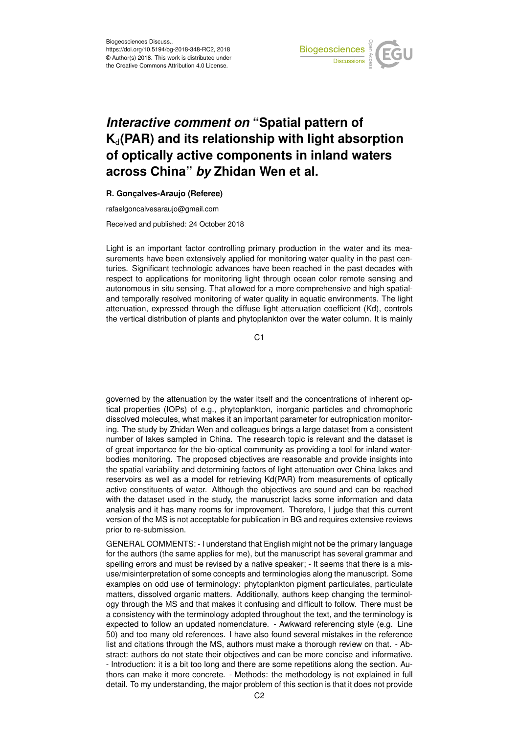Biogeosciences Discuss.,
https://doi.org/10.5194/bg-2018-348-RC2, 2018
© Author(s) 2018. This work is distributed under
the Creative Commons Attribution 4.0 License.

# *Interactive comment on* "Spatial pattern of $K_d$(PAR) and its relationship with light absorption of optically active components in inland waters across China" *by* Zhidan Wen et al.

**R. Gonçalves-Araujo (Referee)**

rafaelgoncalvesaraujo@gmail.com

Received and published: 24 October 2018

Light is an important factor controlling primary production in the water and its measurements have been extensively applied for monitoring water quality in the past centuries. Significant technologic advances have been reached in the past decades with respect to applications for monitoring light through ocean color remote sensing and autonomous in situ sensing. That allowed for a more comprehensive and high spatial- and temporally resolved monitoring of water quality in aquatic environments. The light attenuation, expressed through the diffuse light attenuation coefficient (Kd), controls the vertical distribution of plants and phytoplankton over the water column. It is mainly governed by the attenuation by the water itself and the concentrations of inherent optical properties (IOPs) of e.g., phytoplankton, inorganic particles and chromophoric dissolved molecules, what makes it an important parameter for eutrophication monitoring. The study by Zhidan Wen and colleagues brings a large dataset from a consistent number of lakes sampled in China. The research topic is relevant and the dataset is of great importance for the bio-optical community as providing a tool for inland waterbodies monitoring. The proposed objectives are reasonable and provide insights into the spatial variability and determining factors of light attenuation over China lakes and reservoirs as well as a model for retrieving Kd(PAR) from measurements of optically active constituents of water. Although the objectives are sound and can be reached with the dataset used in the study, the manuscript lacks some information and data analysis and it has many rooms for improvement. Therefore, I judge that this current version of the MS is not acceptable for publication in BG and requires extensive reviews prior to re-submission.

GENERAL COMMENTS: - I understand that English might not be the primary language for the authors (the same applies for me), but the manuscript has several grammar and spelling errors and must be revised by a native speaker; - It seems that there is a misuse/misinterpretation of some concepts and terminologies along the manuscript. Some examples on odd use of terminology: phytoplankton pigment particulates, particulate matters, dissolved organic matters. Additionally, authors keep changing the terminology through the MS and that makes it confusing and difficult to follow. There must be a consistency with the terminology adopted throughout the text, and the terminology is expected to follow an updated nomenclature. - Awkward referencing style (e.g. Line 50) and too many old references. I have also found several mistakes in the reference list and citations through the MS, authors must make a thorough review on that. - Abstract: authors do not state their objectives and can be more concise and informative. - Introduction: it is a bit too long and there are some repetitions along the section. Authors can make it more concrete. - Methods: the methodology is not explained in full detail. To my understanding, the major problem of this section is that it does not provide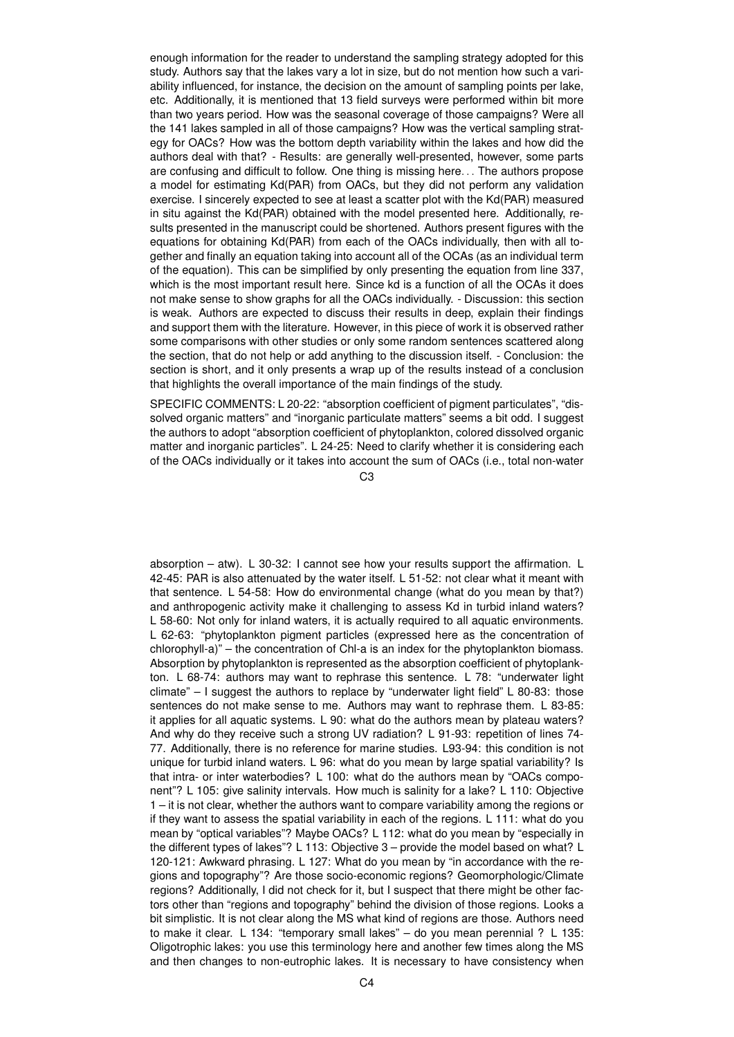enough information for the reader to understand the sampling strategy adopted for this study. Authors say that the lakes vary a lot in size, but do not mention how such a variability influenced, for instance, the decision on the amount of sampling points per lake, etc. Additionally, it is mentioned that 13 field surveys were performed within bit more than two years period. How was the seasonal coverage of those campaigns? Were all the 141 lakes sampled in all of those campaigns? How was the vertical sampling strategy for OACs? How was the bottom depth variability within the lakes and how did the authors deal with that? - Results: are generally well-presented, however, some parts are confusing and difficult to follow. One thing is missing here... The authors propose a model for estimating Kd(PAR) from OACs, but they did not perform any validation exercise. I sincerely expected to see at least a scatter plot with the Kd(PAR) measured in situ against the Kd(PAR) obtained with the model presented here. Additionally, results presented in the manuscript could be shortened. Authors present figures with the equations for obtaining Kd(PAR) from each of the OACs individually, then with all together and finally an equation taking into account all of the OCAs (as an individual term of the equation). This can be simplified by only presenting the equation from line 337, which is the most important result here. Since kd is a function of all the OCAs it does not make sense to show graphs for all the OACs individually. - Discussion: this section is weak. Authors are expected to discuss their results in deep, explain their findings and support them with the literature. However, in this piece of work it is observed rather some comparisons with other studies or only some random sentences scattered along the section, that do not help or add anything to the discussion itself. - Conclusion: the section is short, and it only presents a wrap up of the results instead of a conclusion that highlights the overall importance of the main findings of the study.

SPECIFIC COMMENTS: L 20-22: "absorption coefficient of pigment particulates", "dissolved organic matters" and "inorganic particulate matters" seems a bit odd. I suggest the authors to adopt "absorption coefficient of phytoplankton, colored dissolved organic matter and inorganic particles". L 24-25: Need to clarify whether it is considering each of the OACs individually or it takes into account the sum of OACs (i.e., total non-water absorption – atw). L 30-32: I cannot see how your results support the affirmation. L 42-45: PAR is also attenuated by the water itself. L 51-52: not clear what it meant with that sentence. L 54-58: How do environmental change (what do you mean by that?) and anthropogenic activity make it challenging to assess Kd in turbid inland waters? L 58-60: Not only for inland waters, it is actually required to all aquatic environments. L 62-63: "phytoplankton pigment particles (expressed here as the concentration of chlorophyll-a)" – the concentration of Chl-a is an index for the phytoplankton biomass. Absorption by phytoplankton is represented as the absorption coefficient of phytoplankton. L 68-74: authors may want to rephrase this sentence. L 78: "underwater light climate" – I suggest the authors to replace by "underwater light field" L 80-83: those sentences do not make sense to me. Authors may want to rephrase them. L 83-85: it applies for all aquatic systems. L 90: what do the authors mean by plateau waters? And why do they receive such a strong UV radiation? L 91-93: repetition of lines 74-77. Additionally, there is no reference for marine studies. L93-94: this condition is not unique for turbid inland waters. L 96: what do you mean by large spatial variability? Is that intra- or inter waterbodies? L 100: what do the authors mean by "OACs component"? L 105: give salinity intervals. How much is salinity for a lake? L 110: Objective 1 – it is not clear, whether the authors want to compare variability among the regions or if they want to assess the spatial variability in each of the regions. L 111: what do you mean by "optical variables"? Maybe OACs? L 112: what do you mean by "especially in the different types of lakes"? L 113: Objective 3 – provide the model based on what? L 120-121: Awkward phrasing. L 127: What do you mean by "in accordance with the regions and topography"? Are those socio-economic regions? Geomorphologic/Climate regions? Additionally, I did not check for it, but I suspect that there might be other factors other than "regions and topography" behind the division of those regions. Looks a bit simplistic. It is not clear along the MS what kind of regions are those. Authors need to make it clear. L 134: "temporary small lakes" – do you mean perennial ? L 135: Oligotrophic lakes: you use this terminology here and another few times along the MS and then changes to non-eutrophic lakes. It is necessary to have consistency when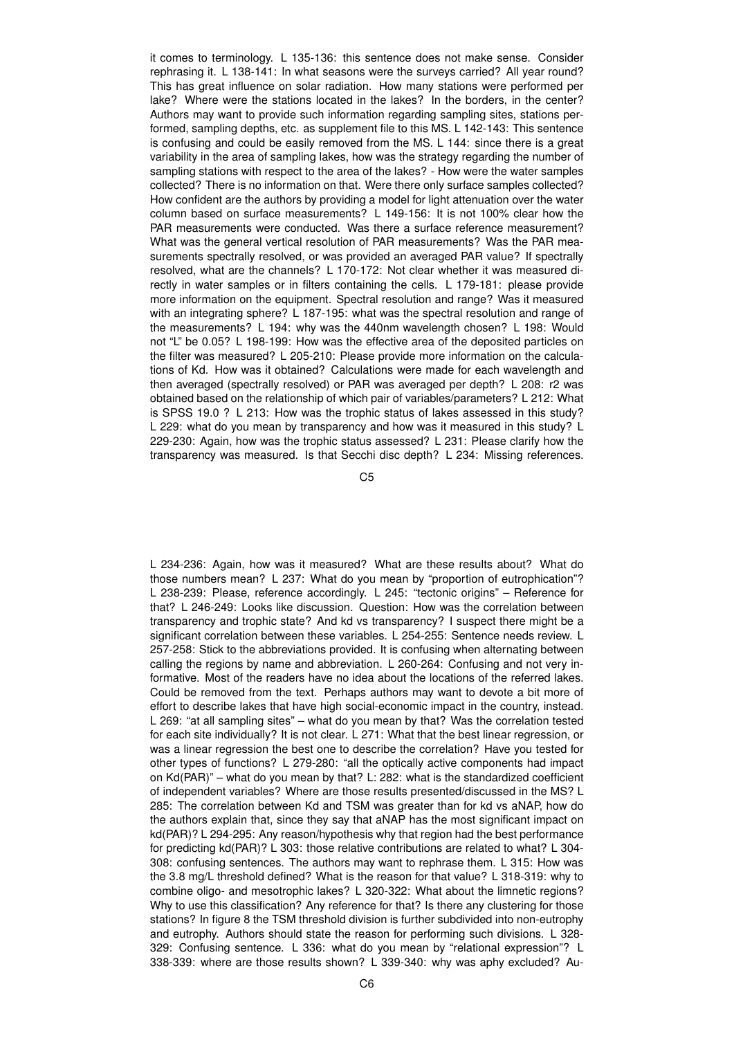it comes to terminology. L 135-136: this sentence does not make sense. Consider rephrasing it. L 138-141: In what seasons were the surveys carried? All year round? This has great influence on solar radiation. How many stations were performed per lake? Where were the stations located in the lakes? In the borders, in the center? Authors may want to provide such information regarding sampling sites, stations performed, sampling depths, etc. as supplement file to this MS. L 142-143: This sentence is confusing and could be easily removed from the MS. L 144: since there is a great variability in the area of sampling lakes, how was the strategy regarding the number of sampling stations with respect to the area of the lakes? - How were the water samples collected? There is no information on that. Were there only surface samples collected? How confident are the authors by providing a model for light attenuation over the water column based on surface measurements? L 149-156: It is not 100% clear how the PAR measurements were conducted. Was there a surface reference measurement? What was the general vertical resolution of PAR measurements? Was the PAR measurements spectrally resolved, or was provided an averaged PAR value? If spectrally resolved, what are the channels? L 170-172: Not clear whether it was measured directly in water samples or in filters containing the cells. L 179-181: please provide more information on the equipment. Spectral resolution and range? Was it measured with an integrating sphere? L 187-195: what was the spectral resolution and range of the measurements? L 194: why was the 440nm wavelength chosen? L 198: Would not "L" be 0.05? L 198-199: How was the effective area of the deposited particles on the filter was measured? L 205-210: Please provide more information on the calculations of Kd. How was it obtained? Calculations were made for each wavelength and then averaged (spectrally resolved) or PAR was averaged per depth? L 208: r2 was obtained based on the relationship of which pair of variables/parameters? L 212: What is SPSS 19.0 ? L 213: How was the trophic status of lakes assessed in this study? L 229: what do you mean by transparency and how was it measured in this study? L 229-230: Again, how was the trophic status assessed? L 231: Please clarify how the transparency was measured. Is that Secchi disc depth? L 234: Missing references.

L 234-236: Again, how was it measured? What are these results about? What do those numbers mean? L 237: What do you mean by "proportion of eutrophication"? L 238-239: Please, reference accordingly. L 245: "tectonic origins" – Reference for that? L 246-249: Looks like discussion. Question: How was the correlation between transparency and trophic state? And kd vs transparency? I suspect there might be a significant correlation between these variables. L 254-255: Sentence needs review. L 257-258: Stick to the abbreviations provided. It is confusing when alternating between calling the regions by name and abbreviation. L 260-264: Confusing and not very informative. Most of the readers have no idea about the locations of the referred lakes. Could be removed from the text. Perhaps authors may want to devote a bit more of effort to describe lakes that have high social-economic impact in the country, instead. L 269: "at all sampling sites" – what do you mean by that? Was the correlation tested for each site individually? It is not clear. L 271: What that the best linear regression, or was a linear regression the best one to describe the correlation? Have you tested for other types of functions? L 279-280: "all the optically active components had impact on Kd(PAR)" – what do you mean by that? L: 282: what is the standardized coefficient of independent variables? Where are those results presented/discussed in the MS? L 285: The correlation between Kd and TSM was greater than for kd vs aNAP, how do the authors explain that, since they say that aNAP has the most significant impact on kd(PAR)? L 294-295: Any reason/hypothesis why that region had the best performance for predicting kd(PAR)? L 303: those relative contributions are related to what? L 304-308: confusing sentences. The authors may want to rephrase them. L 315: How was the 3.8 mg/L threshold defined? What is the reason for that value? L 318-319: why to combine oligo- and mesotrophic lakes? L 320-322: What about the limnetic regions? Why to use this classification? Any reference for that? Is there any clustering for those stations? In figure 8 the TSM threshold division is further subdivided into non-eutrophy and eutrophy. Authors should state the reason for performing such divisions. L 328-329: Confusing sentence. L 336: what do you mean by "relational expression"? L 338-339: where are those results shown? L 339-340: why was aphy excluded? Au-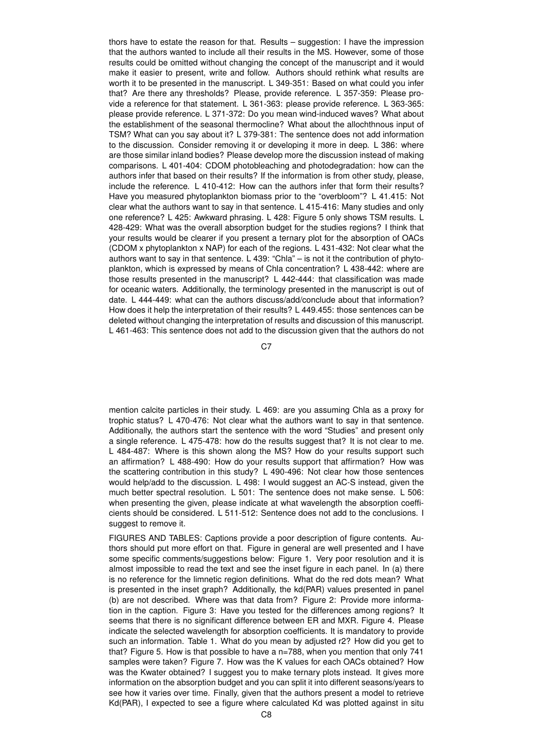thors have to estate the reason for that. Results – suggestion: I have the impression that the authors wanted to include all their results in the MS. However, some of those results could be omitted without changing the concept of the manuscript and it would make it easier to present, write and follow. Authors should rethink what results are worth it to be presented in the manuscript. L 349-351: Based on what could you infer that? Are there any thresholds? Please, provide reference. L 357-359: Please provide a reference for that statement. L 361-363: please provide reference. L 363-365: please provide reference. L 371-372: Do you mean wind-induced waves? What about the establishment of the seasonal thermocline? What about the allochthnous input of TSM? What can you say about it? L 379-381: The sentence does not add information to the discussion. Consider removing it or developing it more in deep. L 386: where are those similar inland bodies? Please develop more the discussion instead of making comparisons. L 401-404: CDOM photobleaching and photodegradation: how can the authors infer that based on their results? If the information is from other study, please, include the reference. L 410-412: How can the authors infer that form their results? Have you measured phytoplankton biomass prior to the "overbloom"? L 41.415: Not clear what the authors want to say in that sentence. L 415-416: Many studies and only one reference? L 425: Awkward phrasing. L 428: Figure 5 only shows TSM results. L 428-429: What was the overall absorption budget for the studies regions? I think that your results would be clearer if you present a ternary plot for the absorption of OACs (CDOM x phytoplankton x NAP) for each of the regions. L 431-432: Not clear what the authors want to say in that sentence. L 439: "Chla" – is not it the contribution of phytoplankton, which is expressed by means of Chla concentration? L 438-442: where are those results presented in the manuscript? L 442-444: that classification was made for oceanic waters. Additionally, the terminology presented in the manuscript is out of date. L 444-449: what can the authors discuss/add/conclude about that information? How does it help the interpretation of their results? L 449.455: those sentences can be deleted without changing the interpretation of results and discussion of this manuscript. L 461-463: This sentence does not add to the discussion given that the authors do not mention calcite particles in their study. L 469: are you assuming Chla as a proxy for trophic status? L 470-476: Not clear what the authors want to say in that sentence. Additionally, the authors start the sentence with the word "Studies" and present only a single reference. L 475-478: how do the results suggest that? It is not clear to me. L 484-487: Where is this shown along the MS? How do your results support such an affirmation? L 488-490: How do your results support that affirmation? How was the scattering contribution in this study? L 490-496: Not clear how those sentences would help/add to the discussion. L 498: I would suggest an AC-S instead, given the much better spectral resolution. L 501: The sentence does not make sense. L 506: when presenting the given, please indicate at what wavelength the absorption coefficients should be considered. L 511-512: Sentence does not add to the conclusions. I suggest to remove it.

FIGURES AND TABLES: Captions provide a poor description of figure contents. Authors should put more effort on that. Figure in general are well presented and I have some specific comments/suggestions below: Figure 1. Very poor resolution and it is almost impossible to read the text and see the inset figure in each panel. In (a) there is no reference for the limnetic region definitions. What do the red dots mean? What is presented in the inset graph? Additionally, the kd(PAR) values presented in panel (b) are not described. Where was that data from? Figure 2: Provide more information in the caption. Figure 3: Have you tested for the differences among regions? It seems that there is no significant difference between ER and MXR. Figure 4. Please indicate the selected wavelength for absorption coefficients. It is mandatory to provide such an information. Table 1. What do you mean by adjusted r2? How did you get to that? Figure 5. How is that possible to have a n=788, when you mention that only 741 samples were taken? Figure 7. How was the K values for each OACs obtained? How was the Kwater obtained? I suggest you to make ternary plots instead. It gives more information on the absorption budget and you can split it into different seasons/years to see how it varies over time. Finally, given that the authors present a model to retrieve Kd(PAR), I expected to see a figure where calculated Kd was plotted against in situ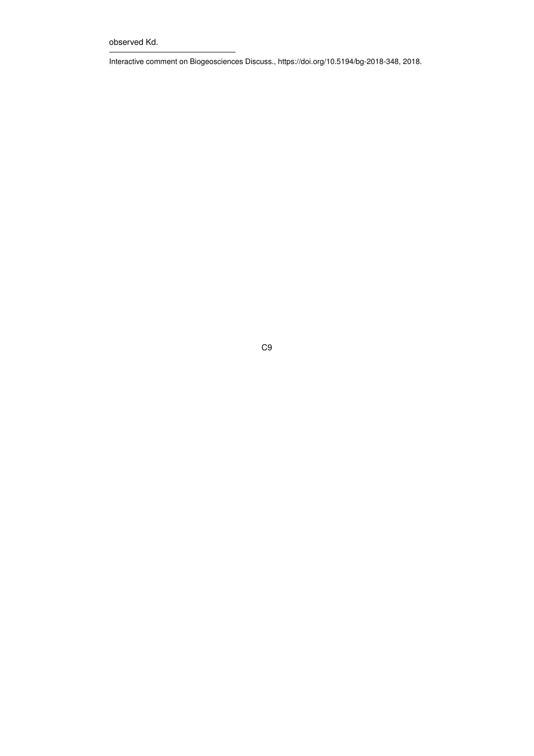observed Kd.

---

Interactive comment on Biogeosciences Discuss., https://doi.org/10.5194/bg-2018-348, 2018.